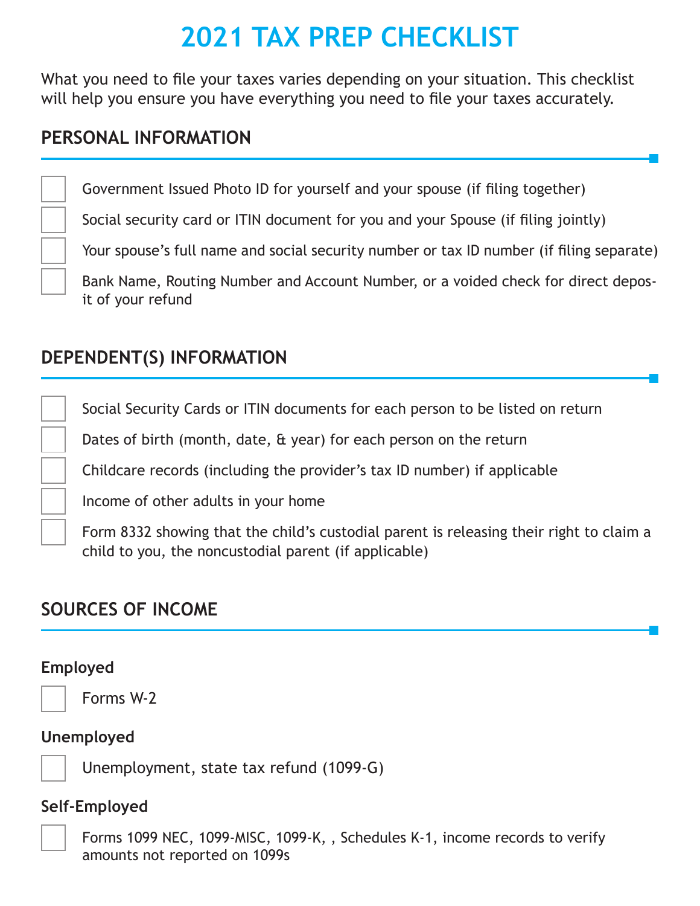# 2021 TAX PREP CHECKLIST

What you need to file your taxes varies depending on your situation. This checklist will help you ensure you have everything you need to file your taxes accurately.

## PERSONAL INFORMATION

- [ ] Government Issued Photo ID for yourself and your spouse (if filing together)
- [ ] Social security card or ITIN document for you and your Spouse (if filing jointly)
- [ ] Your spouse's full name and social security number or tax ID number (if filing separate)
- [ ] Bank Name, Routing Number and Account Number, or a voided check for direct deposit of your refund

## DEPENDENT(S) INFORMATION

- [ ] Social Security Cards or ITIN documents for each person to be listed on return
- [ ] Dates of birth (month, date, & year) for each person on the return
- [ ] Childcare records (including the provider's tax ID number) if applicable
- [ ] Income of other adults in your home
- [ ] Form 8332 showing that the child's custodial parent is releasing their right to claim a child to you, the noncustodial parent (if applicable)

## SOURCES OF INCOME

### Employed

- [ ] Forms W-2

### Unemployed

- [ ] Unemployment, state tax refund (1099-G)

### Self-Employed

- [ ] Forms 1099 NEC, 1099-MISC, 1099-K, , Schedules K-1, income records to verify amounts not reported on 1099s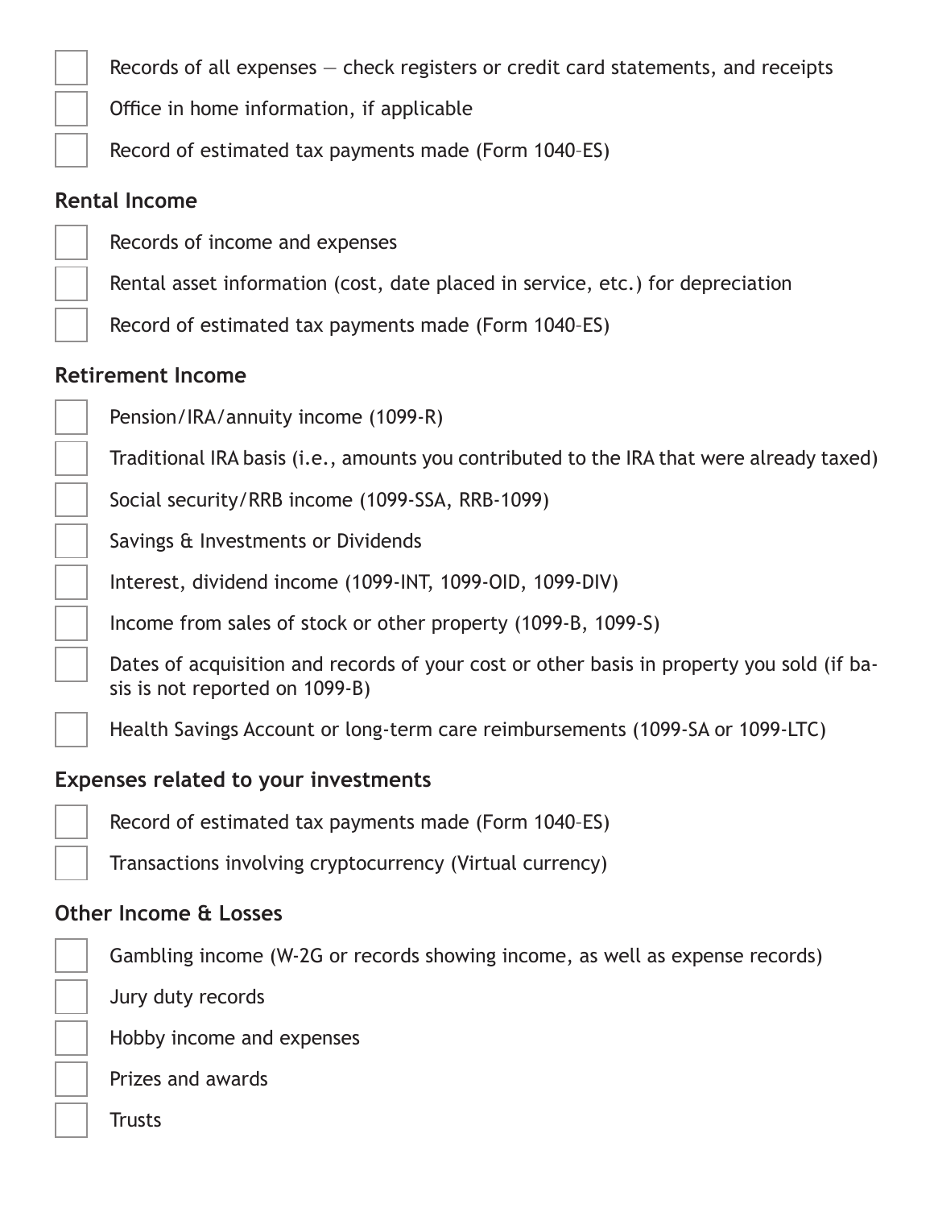- [ ] Records of all expenses — check registers or credit card statements, and receipts
- [ ] Office in home information, if applicable
- [ ] Record of estimated tax payments made (Form 1040–ES)

### Rental Income

- [ ] Records of income and expenses
- [ ] Rental asset information (cost, date placed in service, etc.) for depreciation
- [ ] Record of estimated tax payments made (Form 1040–ES)

### Retirement Income

- [ ] Pension/IRA/annuity income (1099-R)
- [ ] Traditional IRA basis (i.e., amounts you contributed to the IRA that were already taxed)
- [ ] Social security/RRB income (1099-SSA, RRB-1099)
- [ ] Savings & Investments or Dividends
- [ ] Interest, dividend income (1099-INT, 1099-OID, 1099-DIV)
- [ ] Income from sales of stock or other property (1099-B, 1099-S)
- [ ] Dates of acquisition and records of your cost or other basis in property you sold (if basis is not reported on 1099-B)
- [ ] Health Savings Account or long-term care reimbursements (1099-SA or 1099-LTC)

### Expenses related to your investments

- [ ] Record of estimated tax payments made (Form 1040–ES)
- [ ] Transactions involving cryptocurrency (Virtual currency)

### Other Income & Losses

- [ ] Gambling income (W-2G or records showing income, as well as expense records)
- [ ] Jury duty records
- [ ] Hobby income and expenses
- [ ] Prizes and awards
- [ ] Trusts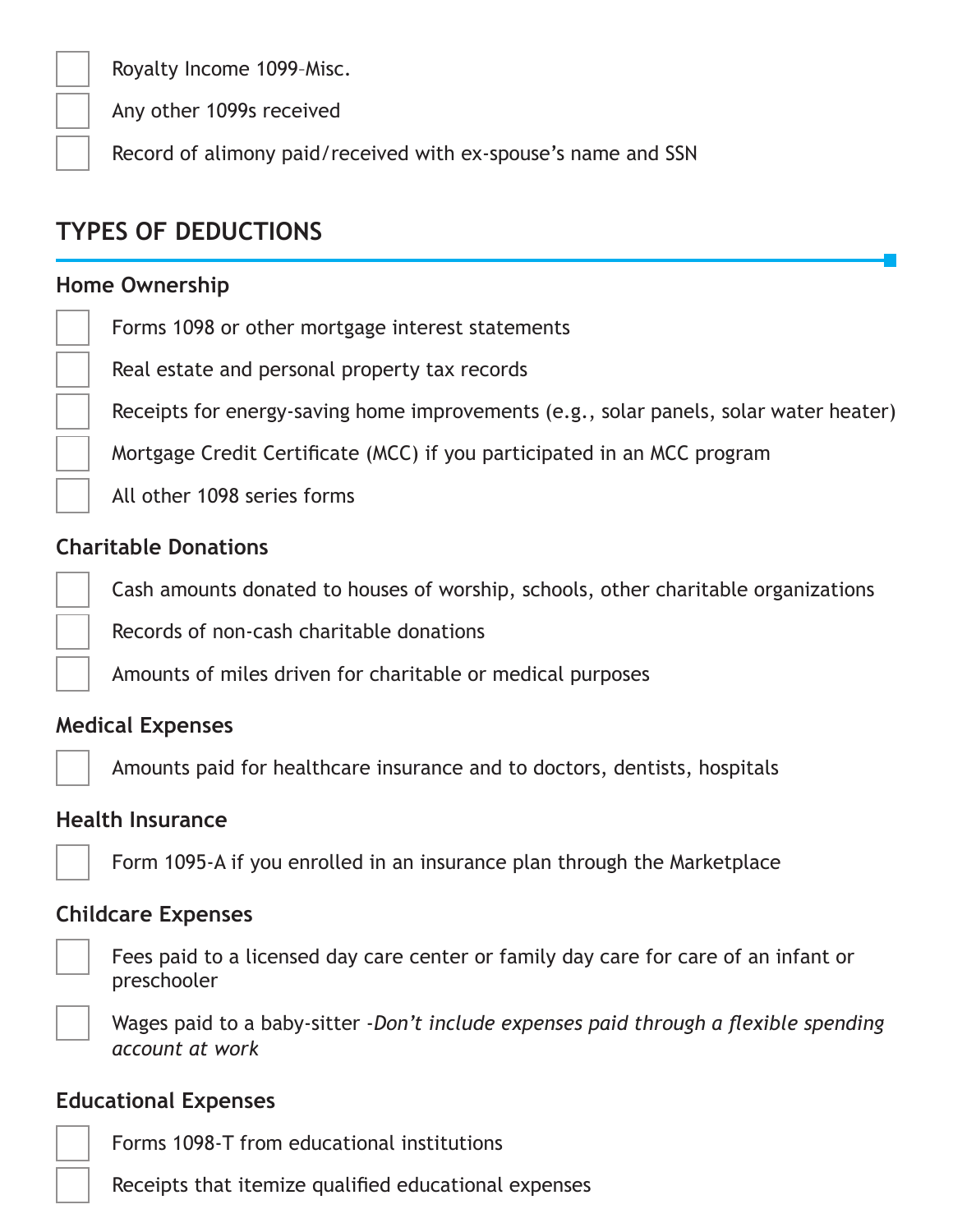- [ ] Royalty Income 1099–Misc.
- [ ] Any other 1099s received
- [ ] Record of alimony paid/received with ex-spouse's name and SSN

## TYPES OF DEDUCTIONS

### Home Ownership

- [ ] Forms 1098 or other mortgage interest statements
- [ ] Real estate and personal property tax records
- [ ] Receipts for energy-saving home improvements (e.g., solar panels, solar water heater)
- [ ] Mortgage Credit Certificate (MCC) if you participated in an MCC program
- [ ] All other 1098 series forms

### Charitable Donations

- [ ] Cash amounts donated to houses of worship, schools, other charitable organizations
- [ ] Records of non-cash charitable donations
- [ ] Amounts of miles driven for charitable or medical purposes

### Medical Expenses

- [ ] Amounts paid for healthcare insurance and to doctors, dentists, hospitals

### Health Insurance

- [ ] Form 1095-A if you enrolled in an insurance plan through the Marketplace

### Childcare Expenses

- [ ] Fees paid to a licensed day care center or family day care for care of an infant or preschooler
- [ ] Wages paid to a baby-sitter *-Don't include expenses paid through a flexible spending account at work*

### Educational Expenses

- [ ] Forms 1098-T from educational institutions
- [ ] Receipts that itemize qualified educational expenses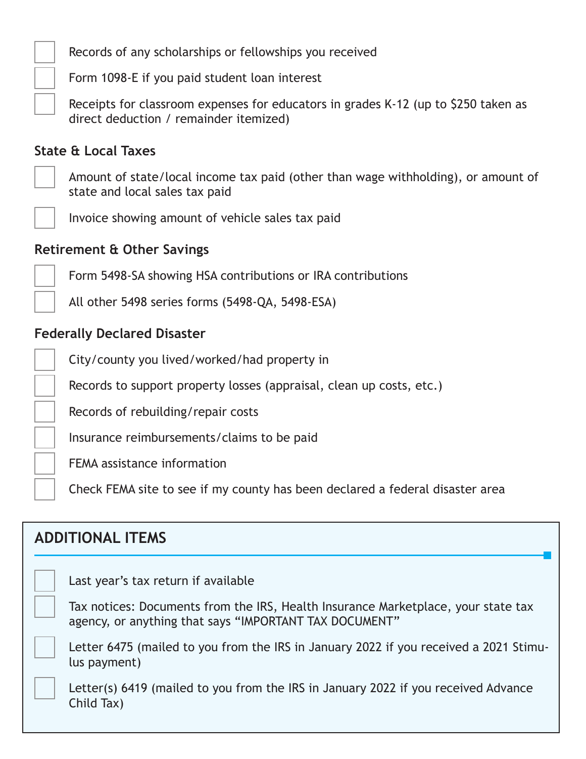- [ ] Records of any scholarships or fellowships you received
- [ ] Form 1098-E if you paid student loan interest
- [ ] Receipts for classroom expenses for educators in grades K-12 (up to $250 taken as direct deduction / remainder itemized)

### State & Local Taxes

- [ ] Amount of state/local income tax paid (other than wage withholding), or amount of state and local sales tax paid
- [ ] Invoice showing amount of vehicle sales tax paid

### Retirement & Other Savings

- [ ] Form 5498-SA showing HSA contributions or IRA contributions
- [ ] All other 5498 series forms (5498-QA, 5498-ESA)

### Federally Declared Disaster

- [ ] City/county you lived/worked/had property in
- [ ] Records to support property losses (appraisal, clean up costs, etc.)
- [ ] Records of rebuilding/repair costs
- [ ] Insurance reimbursements/claims to be paid
- [ ] FEMA assistance information
- [ ] Check FEMA site to see if my county has been declared a federal disaster area

## ADDITIONAL ITEMS

- [ ] Last year's tax return if available
- [ ] Tax notices: Documents from the IRS, Health Insurance Marketplace, your state tax agency, or anything that says "IMPORTANT TAX DOCUMENT"
- [ ] Letter 6475 (mailed to you from the IRS in January 2022 if you received a 2021 Stimulus payment)
- [ ] Letter(s) 6419 (mailed to you from the IRS in January 2022 if you received Advance Child Tax)